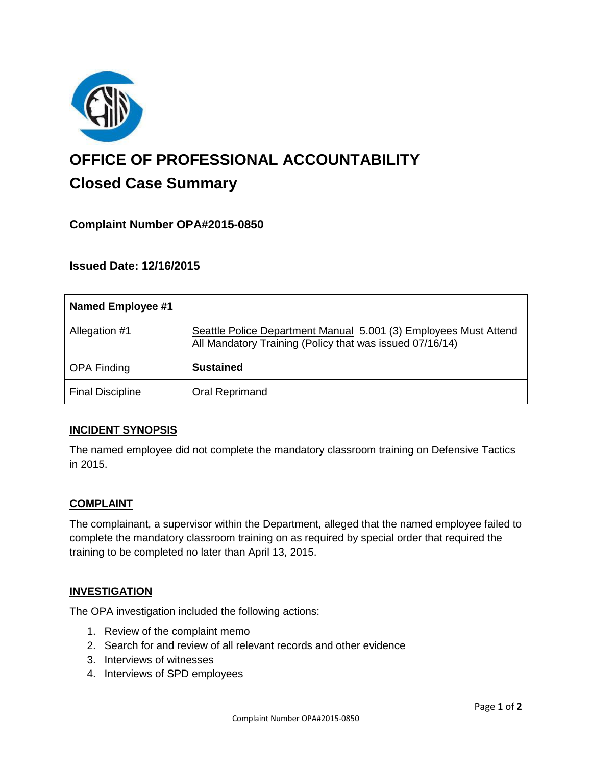# OFFICE OF PROFESSIONAL ACCOUNTABILITY

## Closed Case Summary

### Complaint Number OPA#2015-0850

### Issued Date: 12/16/2015

| Named Employee #1 | |
|---|---|
| Allegation #1 | Seattle Police Department Manual 5.001 (3) Employees Must Attend All Mandatory Training (Policy that was issued 07/16/14) |
| OPA Finding | **Sustained** |
| Final Discipline | Oral Reprimand |

### INCIDENT SYNOPSIS

The named employee did not complete the mandatory classroom training on Defensive Tactics in 2015.

### COMPLAINT

The complainant, a supervisor within the Department, alleged that the named employee failed to complete the mandatory classroom training on as required by special order that required the training to be completed no later than April 13, 2015.

### INVESTIGATION

The OPA investigation included the following actions:

1. Review of the complaint memo
2. Search for and review of all relevant records and other evidence
3. Interviews of witnesses
4. Interviews of SPD employees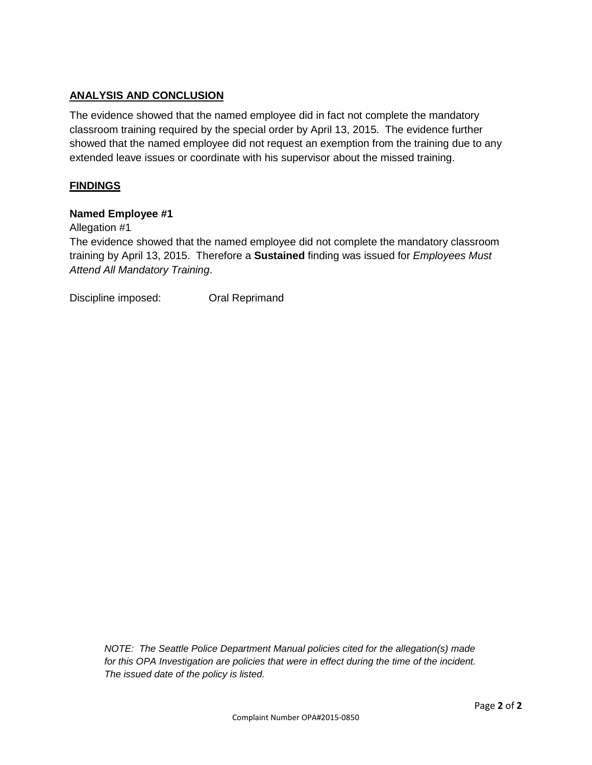## ANALYSIS AND CONCLUSION

The evidence showed that the named employee did in fact not complete the mandatory classroom training required by the special order by April 13, 2015. The evidence further showed that the named employee did not request an exemption from the training due to any extended leave issues or coordinate with his supervisor about the missed training.

## FINDINGS

**Named Employee #1**

Allegation #1

The evidence showed that the named employee did not complete the mandatory classroom training by April 13, 2015. Therefore a **Sustained** finding was issued for *Employees Must Attend All Mandatory Training*.

Discipline imposed: Oral Reprimand

*NOTE: The Seattle Police Department Manual policies cited for the allegation(s) made for this OPA Investigation are policies that were in effect during the time of the incident. The issued date of the policy is listed.*

Complaint Number OPA#2015-0850